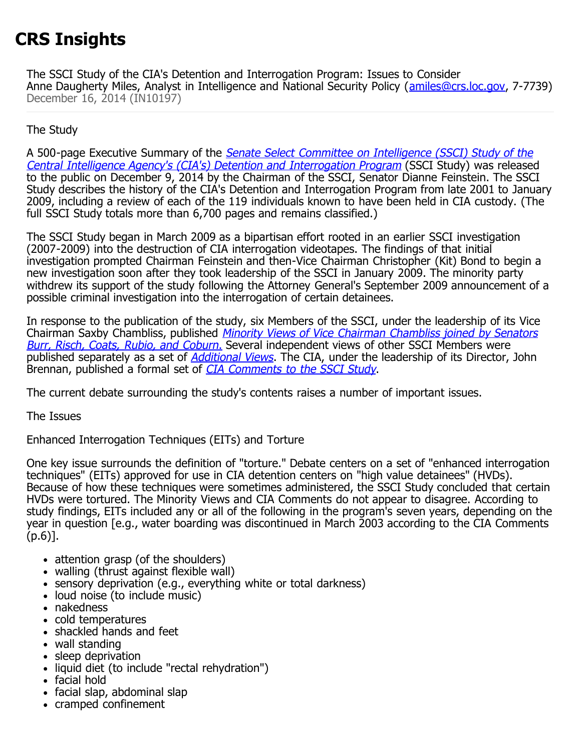# CRS Insights

The SSCI Study of the CIA's Detention and Interrogation Program: Issues to Consider
Anne Daugherty Miles, Analyst in Intelligence and National Security Policy (amiles@crs.loc.gov, 7-7739)
December 16, 2014 (IN10197)

## The Study

A 500-page Executive Summary of the *Senate Select Committee on Intelligence (SSCI) Study of the Central Intelligence Agency's (CIA's) Detention and Interrogation Program* (SSCI Study) was released to the public on December 9, 2014 by the Chairman of the SSCI, Senator Dianne Feinstein. The SSCI Study describes the history of the CIA's Detention and Interrogation Program from late 2001 to January 2009, including a review of each of the 119 individuals known to have been held in CIA custody. (The full SSCI Study totals more than 6,700 pages and remains classified.)

The SSCI Study began in March 2009 as a bipartisan effort rooted in an earlier SSCI investigation (2007-2009) into the destruction of CIA interrogation videotapes. The findings of that initial investigation prompted Chairman Feinstein and then-Vice Chairman Christopher (Kit) Bond to begin a new investigation soon after they took leadership of the SSCI in January 2009. The minority party withdrew its support of the study following the Attorney General's September 2009 announcement of a possible criminal investigation into the interrogation of certain detainees.

In response to the publication of the study, six Members of the SSCI, under the leadership of its Vice Chairman Saxby Chambliss, published *Minority Views of Vice Chairman Chambliss joined by Senators Burr, Risch, Coats, Rubio, and Coburn.* Several independent views of other SSCI Members were published separately as a set of *Additional Views*. The CIA, under the leadership of its Director, John Brennan, published a formal set of *CIA Comments to the SSCI Study*.

The current debate surrounding the study's contents raises a number of important issues.

## The Issues

### Enhanced Interrogation Techniques (EITs) and Torture

One key issue surrounds the definition of "torture." Debate centers on a set of "enhanced interrogation techniques" (EITs) approved for use in CIA detention centers on "high value detainees" (HVDs). Because of how these techniques were sometimes administered, the SSCI Study concluded that certain HVDs were tortured. The Minority Views and CIA Comments do not appear to disagree. According to study findings, EITs included any or all of the following in the program's seven years, depending on the year in question [e.g., water boarding was discontinued in March 2003 according to the CIA Comments (p.6)].

- attention grasp (of the shoulders)
- walling (thrust against flexible wall)
- sensory deprivation (e.g., everything white or total darkness)
- loud noise (to include music)
- nakedness
- cold temperatures
- shackled hands and feet
- wall standing
- sleep deprivation
- liquid diet (to include "rectal rehydration")
- facial hold
- facial slap, abdominal slap
- cramped confinement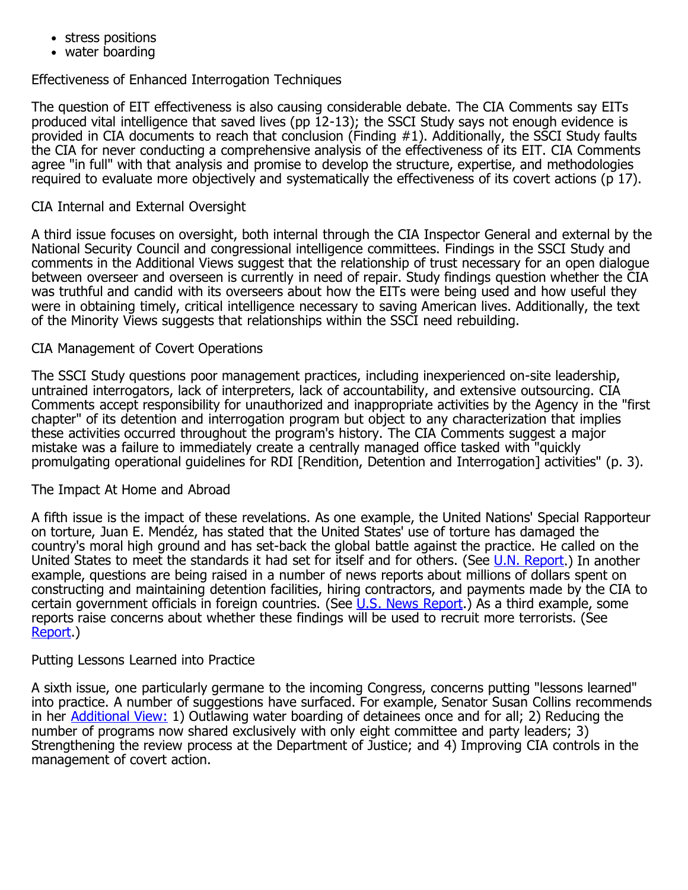- stress positions
- water boarding

## Effectiveness of Enhanced Interrogation Techniques

The question of EIT effectiveness is also causing considerable debate. The CIA Comments say EITs produced vital intelligence that saved lives (pp 12-13); the SSCI Study says not enough evidence is provided in CIA documents to reach that conclusion (Finding #1). Additionally, the SSCI Study faults the CIA for never conducting a comprehensive analysis of the effectiveness of its EIT. CIA Comments agree "in full" with that analysis and promise to develop the structure, expertise, and methodologies required to evaluate more objectively and systematically the effectiveness of its covert actions (p 17).

## CIA Internal and External Oversight

A third issue focuses on oversight, both internal through the CIA Inspector General and external by the National Security Council and congressional intelligence committees. Findings in the SSCI Study and comments in the Additional Views suggest that the relationship of trust necessary for an open dialogue between overseer and overseen is currently in need of repair. Study findings question whether the CIA was truthful and candid with its overseers about how the EITs were being used and how useful they were in obtaining timely, critical intelligence necessary to saving American lives. Additionally, the text of the Minority Views suggests that relationships within the SSCI need rebuilding.

## CIA Management of Covert Operations

The SSCI Study questions poor management practices, including inexperienced on-site leadership, untrained interrogators, lack of interpreters, lack of accountability, and extensive outsourcing. CIA Comments accept responsibility for unauthorized and inappropriate activities by the Agency in the "first chapter" of its detention and interrogation program but object to any characterization that implies these activities occurred throughout the program's history. The CIA Comments suggest a major mistake was a failure to immediately create a centrally managed office tasked with "quickly promulgating operational guidelines for RDI [Rendition, Detention and Interrogation] activities" (p. 3).

## The Impact At Home and Abroad

A fifth issue is the impact of these revelations. As one example, the United Nations' Special Rapporteur on torture, Juan E. Mendéz, has stated that the United States' use of torture has damaged the country's moral high ground and has set-back the global battle against the practice. He called on the United States to meet the standards it had set for itself and for others. (See U.N. Report.) In another example, questions are being raised in a number of news reports about millions of dollars spent on constructing and maintaining detention facilities, hiring contractors, and payments made by the CIA to certain government officials in foreign countries. (See U.S. News Report.) As a third example, some reports raise concerns about whether these findings will be used to recruit more terrorists. (See Report.)

## Putting Lessons Learned into Practice

A sixth issue, one particularly germane to the incoming Congress, concerns putting "lessons learned" into practice. A number of suggestions have surfaced. For example, Senator Susan Collins recommends in her Additional View: 1) Outlawing water boarding of detainees once and for all; 2) Reducing the number of programs now shared exclusively with only eight committee and party leaders; 3) Strengthening the review process at the Department of Justice; and 4) Improving CIA controls in the management of covert action.